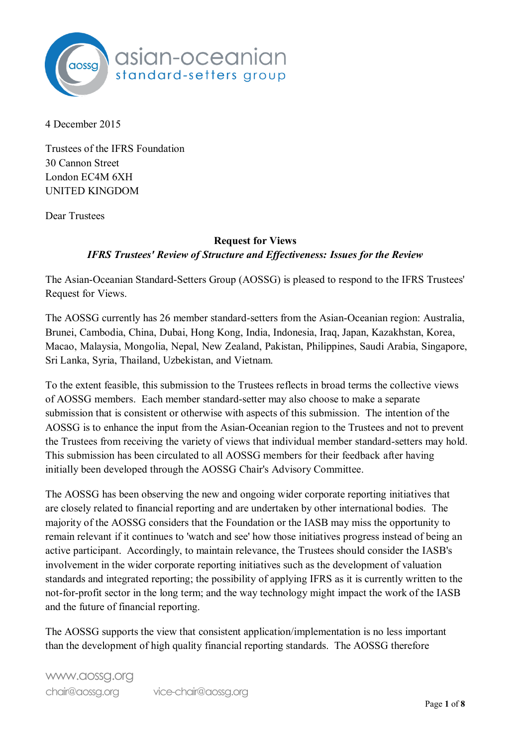4 December 2015

Trustees of the IFRS Foundation
30 Cannon Street
London EC4M 6XH
UNITED KINGDOM

Dear Trustees

**Request for Views**
***IFRS Trustees' Review of Structure and Effectiveness: Issues for the Review***

The Asian-Oceanian Standard-Setters Group (AOSSG) is pleased to respond to the IFRS Trustees' Request for Views.

The AOSSG currently has 26 member standard-setters from the Asian-Oceanian region: Australia, Brunei, Cambodia, China, Dubai, Hong Kong, India, Indonesia, Iraq, Japan, Kazakhstan, Korea, Macao, Malaysia, Mongolia, Nepal, New Zealand, Pakistan, Philippines, Saudi Arabia, Singapore, Sri Lanka, Syria, Thailand, Uzbekistan, and Vietnam.

To the extent feasible, this submission to the Trustees reflects in broad terms the collective views of AOSSG members. Each member standard-setter may also choose to make a separate submission that is consistent or otherwise with aspects of this submission. The intention of the AOSSG is to enhance the input from the Asian-Oceanian region to the Trustees and not to prevent the Trustees from receiving the variety of views that individual member standard-setters may hold. This submission has been circulated to all AOSSG members for their feedback after having initially been developed through the AOSSG Chair's Advisory Committee.

The AOSSG has been observing the new and ongoing wider corporate reporting initiatives that are closely related to financial reporting and are undertaken by other international bodies. The majority of the AOSSG considers that the Foundation or the IASB may miss the opportunity to remain relevant if it continues to 'watch and see' how those initiatives progress instead of being an active participant. Accordingly, to maintain relevance, the Trustees should consider the IASB's involvement in the wider corporate reporting initiatives such as the development of valuation standards and integrated reporting; the possibility of applying IFRS as it is currently written to the not-for-profit sector in the long term; and the way technology might impact the work of the IASB and the future of financial reporting.

The AOSSG supports the view that consistent application/implementation is no less important than the development of high quality financial reporting standards. The AOSSG therefore

www.aossg.org
chair@aossg.org vice-chair@aossg.org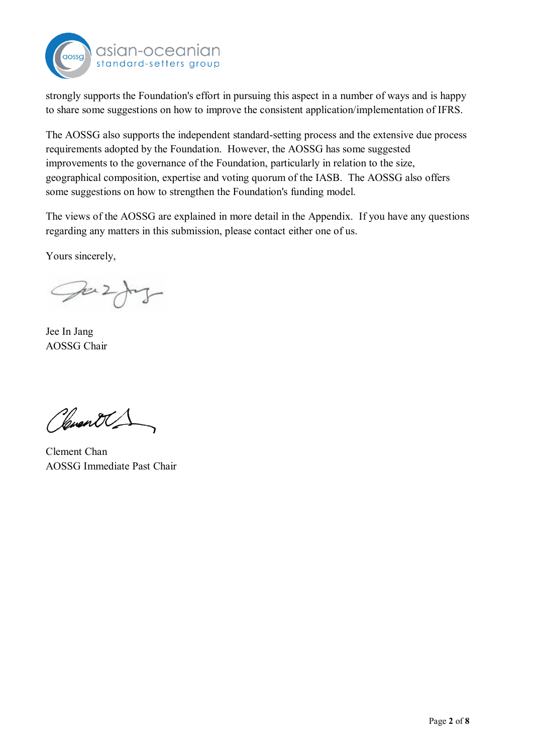strongly supports the Foundation's effort in pursuing this aspect in a number of ways and is happy to share some suggestions on how to improve the consistent application/implementation of IFRS.

The AOSSG also supports the independent standard-setting process and the extensive due process requirements adopted by the Foundation. However, the AOSSG has some suggested improvements to the governance of the Foundation, particularly in relation to the size, geographical composition, expertise and voting quorum of the IASB. The AOSSG also offers some suggestions on how to strengthen the Foundation's funding model.

The views of the AOSSG are explained in more detail in the Appendix. If you have any questions regarding any matters in this submission, please contact either one of us.

Yours sincerely,

Jee In Jang
AOSSG Chair

Clement Chan
AOSSG Immediate Past Chair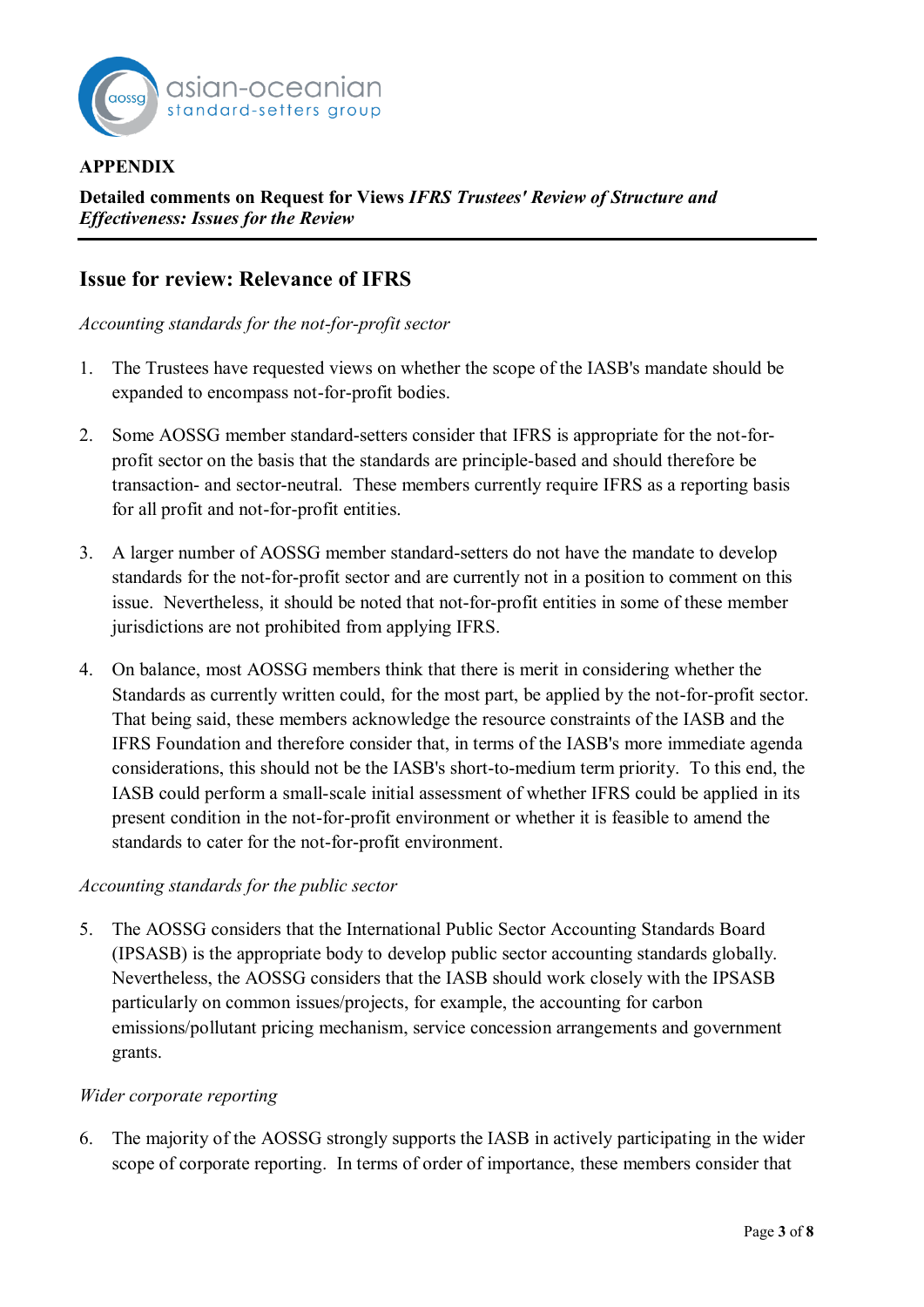**APPENDIX**

**Detailed comments on Request for Views *IFRS Trustees' Review of Structure and Effectiveness: Issues for the Review***

## Issue for review: Relevance of IFRS

*Accounting standards for the not-for-profit sector*

1. The Trustees have requested views on whether the scope of the IASB's mandate should be expanded to encompass not-for-profit bodies.

2. Some AOSSG member standard-setters consider that IFRS is appropriate for the not-for-profit sector on the basis that the standards are principle-based and should therefore be transaction- and sector-neutral. These members currently require IFRS as a reporting basis for all profit and not-for-profit entities.

3. A larger number of AOSSG member standard-setters do not have the mandate to develop standards for the not-for-profit sector and are currently not in a position to comment on this issue. Nevertheless, it should be noted that not-for-profit entities in some of these member jurisdictions are not prohibited from applying IFRS.

4. On balance, most AOSSG members think that there is merit in considering whether the Standards as currently written could, for the most part, be applied by the not-for-profit sector. That being said, these members acknowledge the resource constraints of the IASB and the IFRS Foundation and therefore consider that, in terms of the IASB's more immediate agenda considerations, this should not be the IASB's short-to-medium term priority. To this end, the IASB could perform a small-scale initial assessment of whether IFRS could be applied in its present condition in the not-for-profit environment or whether it is feasible to amend the standards to cater for the not-for-profit environment.

*Accounting standards for the public sector*

5. The AOSSG considers that the International Public Sector Accounting Standards Board (IPSASB) is the appropriate body to develop public sector accounting standards globally. Nevertheless, the AOSSG considers that the IASB should work closely with the IPSASB particularly on common issues/projects, for example, the accounting for carbon emissions/pollutant pricing mechanism, service concession arrangements and government grants.

*Wider corporate reporting*

6. The majority of the AOSSG strongly supports the IASB in actively participating in the wider scope of corporate reporting. In terms of order of importance, these members consider that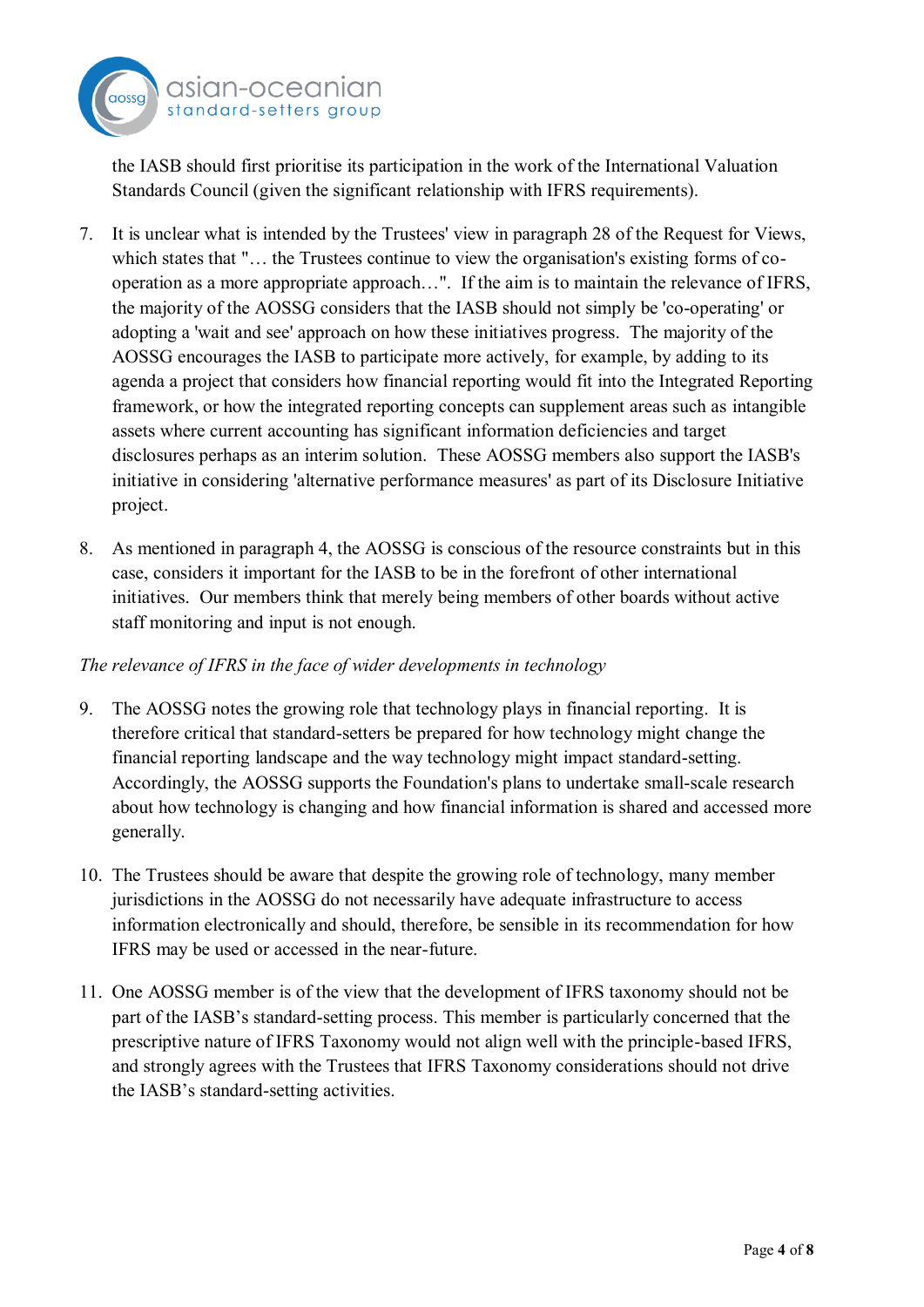the IASB should first prioritise its participation in the work of the International Valuation Standards Council (given the significant relationship with IFRS requirements).

7. It is unclear what is intended by the Trustees' view in paragraph 28 of the Request for Views, which states that "… the Trustees continue to view the organisation's existing forms of co-operation as a more appropriate approach…". If the aim is to maintain the relevance of IFRS, the majority of the AOSSG considers that the IASB should not simply be 'co-operating' or adopting a 'wait and see' approach on how these initiatives progress. The majority of the AOSSG encourages the IASB to participate more actively, for example, by adding to its agenda a project that considers how financial reporting would fit into the Integrated Reporting framework, or how the integrated reporting concepts can supplement areas such as intangible assets where current accounting has significant information deficiencies and target disclosures perhaps as an interim solution. These AOSSG members also support the IASB's initiative in considering 'alternative performance measures' as part of its Disclosure Initiative project.

8. As mentioned in paragraph 4, the AOSSG is conscious of the resource constraints but in this case, considers it important for the IASB to be in the forefront of other international initiatives. Our members think that merely being members of other boards without active staff monitoring and input is not enough.

*The relevance of IFRS in the face of wider developments in technology*

9. The AOSSG notes the growing role that technology plays in financial reporting. It is therefore critical that standard-setters be prepared for how technology might change the financial reporting landscape and the way technology might impact standard-setting. Accordingly, the AOSSG supports the Foundation's plans to undertake small-scale research about how technology is changing and how financial information is shared and accessed more generally.

10. The Trustees should be aware that despite the growing role of technology, many member jurisdictions in the AOSSG do not necessarily have adequate infrastructure to access information electronically and should, therefore, be sensible in its recommendation for how IFRS may be used or accessed in the near-future.

11. One AOSSG member is of the view that the development of IFRS taxonomy should not be part of the IASB's standard-setting process. This member is particularly concerned that the prescriptive nature of IFRS Taxonomy would not align well with the principle-based IFRS, and strongly agrees with the Trustees that IFRS Taxonomy considerations should not drive the IASB's standard-setting activities.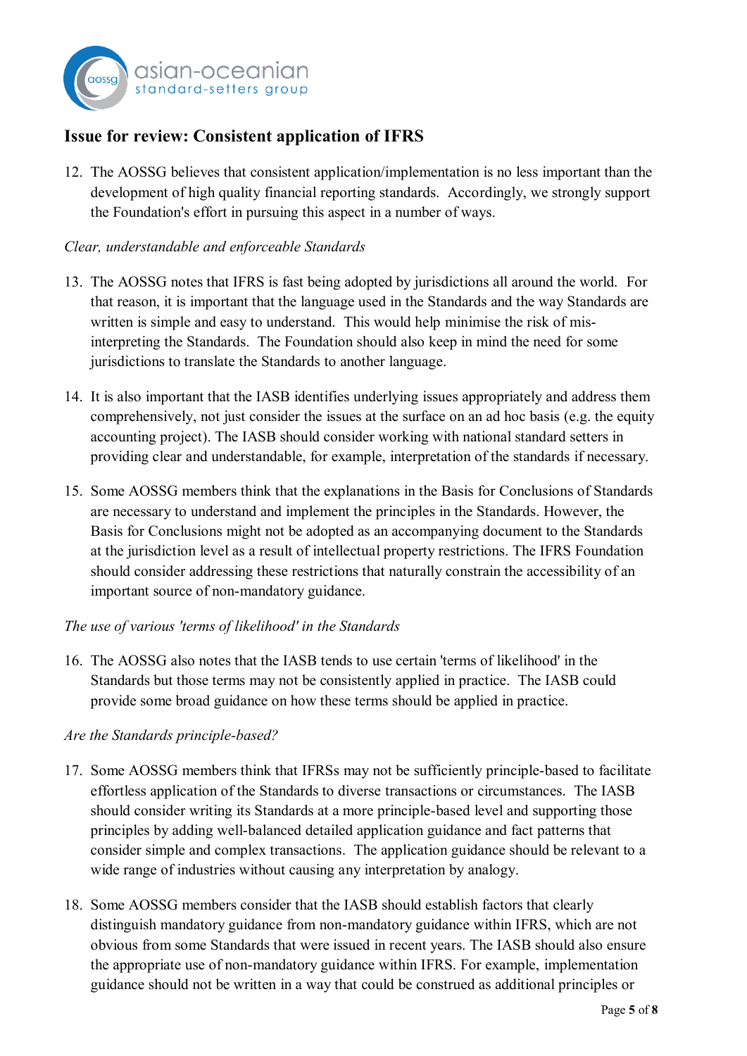## Issue for review: Consistent application of IFRS

12. The AOSSG believes that consistent application/implementation is no less important than the development of high quality financial reporting standards. Accordingly, we strongly support the Foundation's effort in pursuing this aspect in a number of ways.

*Clear, understandable and enforceable Standards*

13. The AOSSG notes that IFRS is fast being adopted by jurisdictions all around the world. For that reason, it is important that the language used in the Standards and the way Standards are written is simple and easy to understand. This would help minimise the risk of mis-interpreting the Standards. The Foundation should also keep in mind the need for some jurisdictions to translate the Standards to another language.

14. It is also important that the IASB identifies underlying issues appropriately and address them comprehensively, not just consider the issues at the surface on an ad hoc basis (e.g. the equity accounting project). The IASB should consider working with national standard setters in providing clear and understandable, for example, interpretation of the standards if necessary.

15. Some AOSSG members think that the explanations in the Basis for Conclusions of Standards are necessary to understand and implement the principles in the Standards. However, the Basis for Conclusions might not be adopted as an accompanying document to the Standards at the jurisdiction level as a result of intellectual property restrictions. The IFRS Foundation should consider addressing these restrictions that naturally constrain the accessibility of an important source of non-mandatory guidance.

*The use of various 'terms of likelihood' in the Standards*

16. The AOSSG also notes that the IASB tends to use certain 'terms of likelihood' in the Standards but those terms may not be consistently applied in practice. The IASB could provide some broad guidance on how these terms should be applied in practice.

*Are the Standards principle-based?*

17. Some AOSSG members think that IFRSs may not be sufficiently principle-based to facilitate effortless application of the Standards to diverse transactions or circumstances. The IASB should consider writing its Standards at a more principle-based level and supporting those principles by adding well-balanced detailed application guidance and fact patterns that consider simple and complex transactions. The application guidance should be relevant to a wide range of industries without causing any interpretation by analogy.

18. Some AOSSG members consider that the IASB should establish factors that clearly distinguish mandatory guidance from non-mandatory guidance within IFRS, which are not obvious from some Standards that were issued in recent years. The IASB should also ensure the appropriate use of non-mandatory guidance within IFRS. For example, implementation guidance should not be written in a way that could be construed as additional principles or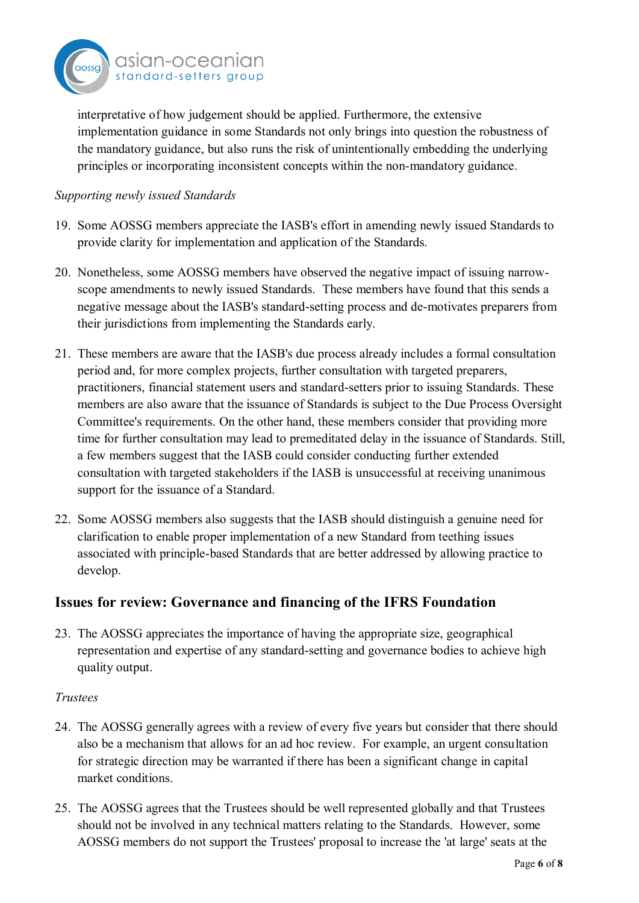interpretative of how judgement should be applied. Furthermore, the extensive implementation guidance in some Standards not only brings into question the robustness of the mandatory guidance, but also runs the risk of unintentionally embedding the underlying principles or incorporating inconsistent concepts within the non-mandatory guidance.

*Supporting newly issued Standards*

19. Some AOSSG members appreciate the IASB's effort in amending newly issued Standards to provide clarity for implementation and application of the Standards.

20. Nonetheless, some AOSSG members have observed the negative impact of issuing narrow-scope amendments to newly issued Standards. These members have found that this sends a negative message about the IASB's standard-setting process and de-motivates preparers from their jurisdictions from implementing the Standards early.

21. These members are aware that the IASB's due process already includes a formal consultation period and, for more complex projects, further consultation with targeted preparers, practitioners, financial statement users and standard-setters prior to issuing Standards. These members are also aware that the issuance of Standards is subject to the Due Process Oversight Committee's requirements. On the other hand, these members consider that providing more time for further consultation may lead to premeditated delay in the issuance of Standards. Still, a few members suggest that the IASB could consider conducting further extended consultation with targeted stakeholders if the IASB is unsuccessful at receiving unanimous support for the issuance of a Standard.

22. Some AOSSG members also suggests that the IASB should distinguish a genuine need for clarification to enable proper implementation of a new Standard from teething issues associated with principle-based Standards that are better addressed by allowing practice to develop.

## Issues for review: Governance and financing of the IFRS Foundation

23. The AOSSG appreciates the importance of having the appropriate size, geographical representation and expertise of any standard-setting and governance bodies to achieve high quality output.

*Trustees*

24. The AOSSG generally agrees with a review of every five years but consider that there should also be a mechanism that allows for an ad hoc review. For example, an urgent consultation for strategic direction may be warranted if there has been a significant change in capital market conditions.

25. The AOSSG agrees that the Trustees should be well represented globally and that Trustees should not be involved in any technical matters relating to the Standards. However, some AOSSG members do not support the Trustees' proposal to increase the 'at large' seats at the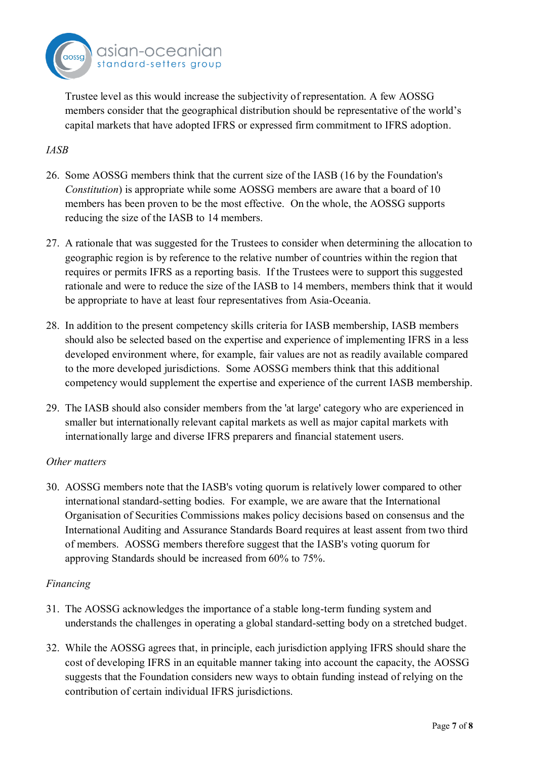Trustee level as this would increase the subjectivity of representation. A few AOSSG members consider that the geographical distribution should be representative of the world's capital markets that have adopted IFRS or expressed firm commitment to IFRS adoption.

*IASB*

26. Some AOSSG members think that the current size of the IASB (16 by the Foundation's *Constitution*) is appropriate while some AOSSG members are aware that a board of 10 members has been proven to be the most effective. On the whole, the AOSSG supports reducing the size of the IASB to 14 members.

27. A rationale that was suggested for the Trustees to consider when determining the allocation to geographic region is by reference to the relative number of countries within the region that requires or permits IFRS as a reporting basis. If the Trustees were to support this suggested rationale and were to reduce the size of the IASB to 14 members, members think that it would be appropriate to have at least four representatives from Asia-Oceania.

28. In addition to the present competency skills criteria for IASB membership, IASB members should also be selected based on the expertise and experience of implementing IFRS in a less developed environment where, for example, fair values are not as readily available compared to the more developed jurisdictions. Some AOSSG members think that this additional competency would supplement the expertise and experience of the current IASB membership.

29. The IASB should also consider members from the 'at large' category who are experienced in smaller but internationally relevant capital markets as well as major capital markets with internationally large and diverse IFRS preparers and financial statement users.

*Other matters*

30. AOSSG members note that the IASB's voting quorum is relatively lower compared to other international standard-setting bodies. For example, we are aware that the International Organisation of Securities Commissions makes policy decisions based on consensus and the International Auditing and Assurance Standards Board requires at least assent from two third of members. AOSSG members therefore suggest that the IASB's voting quorum for approving Standards should be increased from 60% to 75%.

*Financing*

31. The AOSSG acknowledges the importance of a stable long-term funding system and understands the challenges in operating a global standard-setting body on a stretched budget.

32. While the AOSSG agrees that, in principle, each jurisdiction applying IFRS should share the cost of developing IFRS in an equitable manner taking into account the capacity, the AOSSG suggests that the Foundation considers new ways to obtain funding instead of relying on the contribution of certain individual IFRS jurisdictions.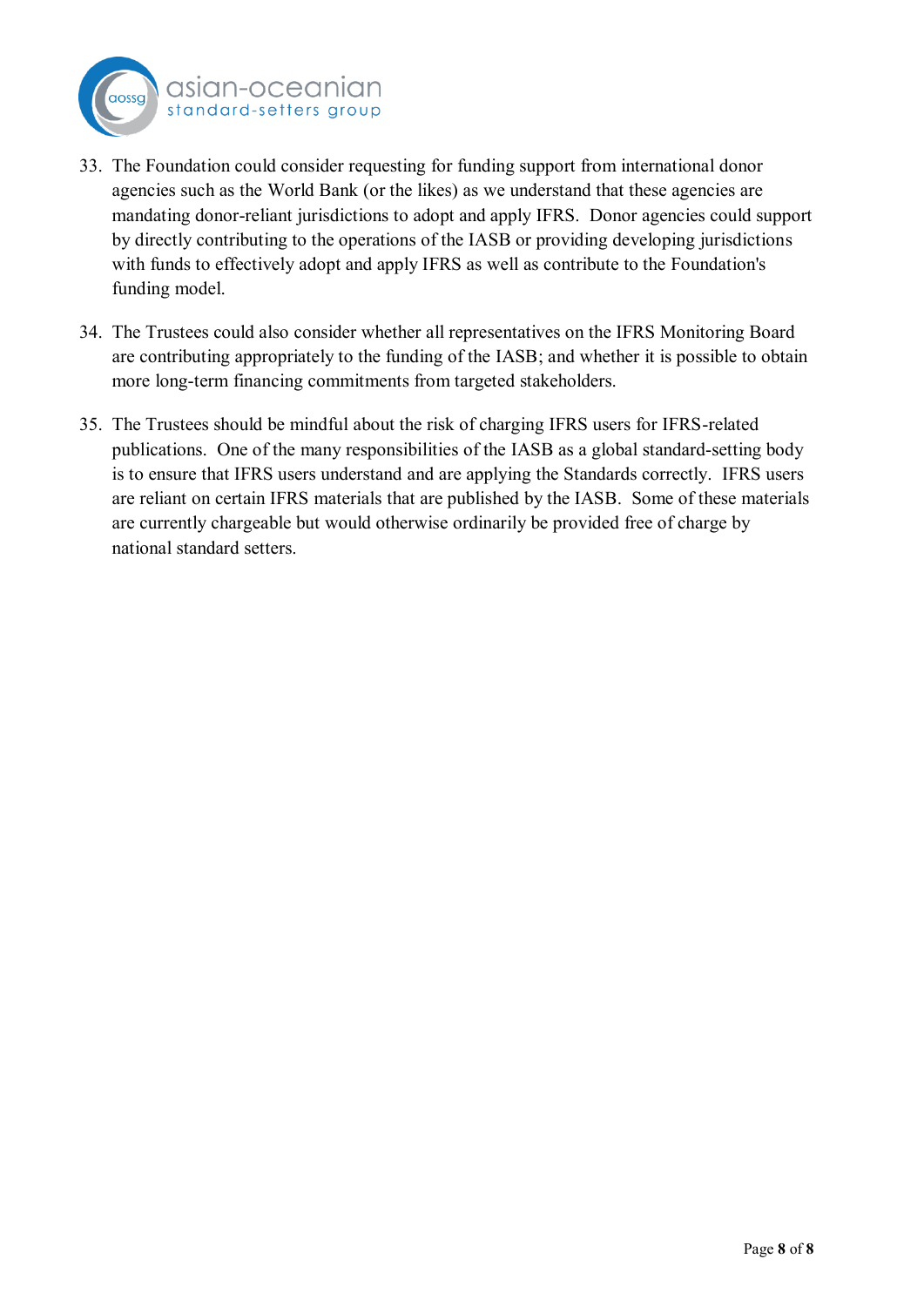33. The Foundation could consider requesting for funding support from international donor agencies such as the World Bank (or the likes) as we understand that these agencies are mandating donor-reliant jurisdictions to adopt and apply IFRS. Donor agencies could support by directly contributing to the operations of the IASB or providing developing jurisdictions with funds to effectively adopt and apply IFRS as well as contribute to the Foundation's funding model.

34. The Trustees could also consider whether all representatives on the IFRS Monitoring Board are contributing appropriately to the funding of the IASB; and whether it is possible to obtain more long-term financing commitments from targeted stakeholders.

35. The Trustees should be mindful about the risk of charging IFRS users for IFRS-related publications. One of the many responsibilities of the IASB as a global standard-setting body is to ensure that IFRS users understand and are applying the Standards correctly. IFRS users are reliant on certain IFRS materials that are published by the IASB. Some of these materials are currently chargeable but would otherwise ordinarily be provided free of charge by national standard setters.